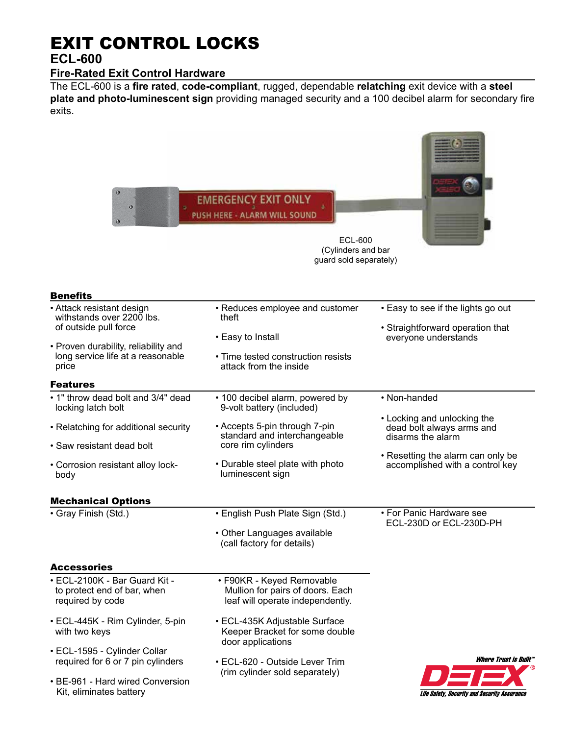# EXIT CONTROL LOCKS

## ECL-600

### Fire-Rated Exit Control Hardware

The ECL-600 is a **fire rated**, **code-compliant**, rugged, dependable **relatching** exit device with a **steel plate and photo-luminescent sign** providing managed security and a 100 decibel alarm for secondary fire exits.

ECL-600
(Cylinders and bar guard sold separately)

### Benefits

- Attack resistant design withstands over 2200 lbs. of outside pull force
- Proven durability, reliability and long service life at a reasonable price
- Reduces employee and customer theft
- Easy to Install
- Time tested construction resists attack from the inside
- Easy to see if the lights go out
- Straightforward operation that everyone understands

### Features

- 1" throw dead bolt and 3/4" dead locking latch bolt
- Relatching for additional security
- Saw resistant dead bolt
- Corrosion resistant alloy lock-body
- 100 decibel alarm, powered by 9-volt battery (included)
- Accepts 5-pin through 7-pin standard and interchangeable core rim cylinders
- Durable steel plate with photo luminescent sign
- Non-handed
- Locking and unlocking the dead bolt always arms and disarms the alarm
- Resetting the alarm can only be accomplished with a control key

### Mechanical Options

- Gray Finish (Std.)
- English Push Plate Sign (Std.)
- Other Languages available (call factory for details)
- For Panic Hardware see ECL-230D or ECL-230D-PH

### Accessories

- ECL-2100K - Bar Guard Kit - to protect end of bar, when required by code
- ECL-445K - Rim Cylinder, 5-pin with two keys
- ECL-1595 - Cylinder Collar required for 6 or 7 pin cylinders
- BE-961 - Hard wired Conversion Kit, eliminates battery
- F90KR - Keyed Removable Mullion for pairs of doors. Each leaf will operate independently.
- ECL-435K Adjustable Surface Keeper Bracket for some double door applications
- ECL-620 - Outside Lever Trim (rim cylinder sold separately)

*Where Trust is Built™*
DETEX®
*Life Safety, Security and Security Assurance*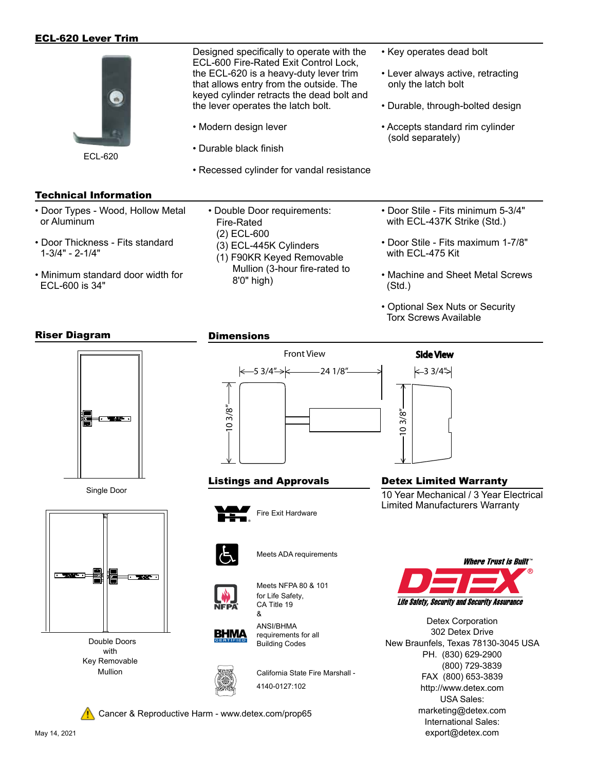## ECL-620 Lever Trim

ECL-620

Designed specifically to operate with the ECL-600 Fire-Rated Exit Control Lock, the ECL-620 is a heavy-duty lever trim that allows entry from the outside. The keyed cylinder retracts the dead bolt and the lever operates the latch bolt.

- Modern design lever
- Durable black finish
- Recessed cylinder for vandal resistance
- Key operates dead bolt
- Lever always active, retracting only the latch bolt
- Durable, through-bolted design
- Accepts standard rim cylinder (sold separately)

## Technical Information

- Door Types - Wood, Hollow Metal or Aluminum
- Door Thickness - Fits standard 1-3/4" - 2-1/4"
- Minimum standard door width for ECL-600 is 34"
- Double Door requirements:
  Fire-Rated
  (2) ECL-600
  (3) ECL-445K Cylinders
  (1) F90KR Keyed Removable Mullion (3-hour fire-rated to 8'0" high)
- Door Stile - Fits minimum 5-3/4" with ECL-437K Strike (Std.)
- Door Stile - Fits maximum 1-7/8" with ECL-475 Kit
- Machine and Sheet Metal Screws (Std.)
- Optional Sex Nuts or Security Torx Screws Available

## Riser Diagram

Single Door

Double Doors with Key Removable Mullion

## Dimensions

Front View

5 3/4"
24 1/8"
10 3/8"

Side View

3 3/4"
10 3/8"

## Listings and Approvals

Fire Exit Hardware

Meets ADA requirements

Meets NFPA 80 & 101 for Life Safety, CA Title 19 & ANSI/BHMA requirements for all Building Codes

California State Fire Marshall - 4140-0127:102

## Detex Limited Warranty

10 Year Mechanical / 3 Year Electrical Limited Manufacturers Warranty

Where Trust is Built™

DETEX®

Life Safety, Security and Security Assurance

Detex Corporation
302 Detex Drive
New Braunfels, Texas 78130-3045 USA
PH. (830) 629-2900
(800) 729-3839
FAX (800) 653-3839
http://www.detex.com
USA Sales:
marketing@detex.com
International Sales:
export@detex.com

Cancer & Reproductive Harm - www.detex.com/prop65

May 14, 2021